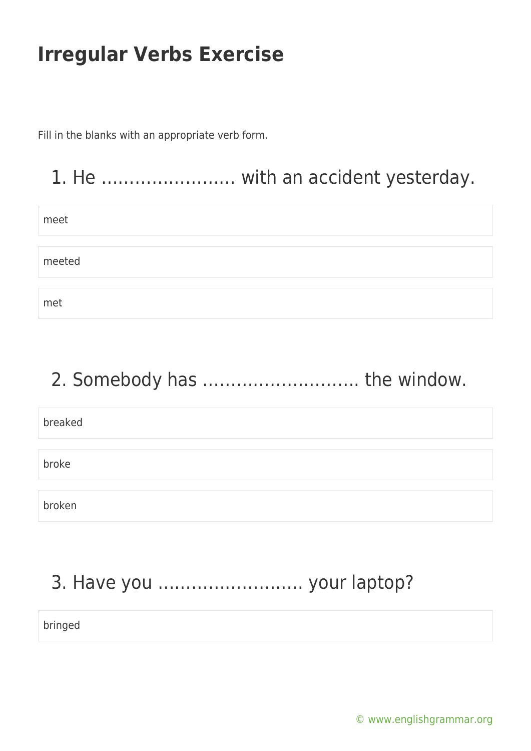# Irregular Verbs Exercise

Fill in the blanks with an appropriate verb form.

## 1. He …………………… with an accident yesterday.

meet

meeted

met

## 2. Somebody has ……………………… the window.

breaked

broke

broken

## 3. Have you …………………….. your laptop?

bringed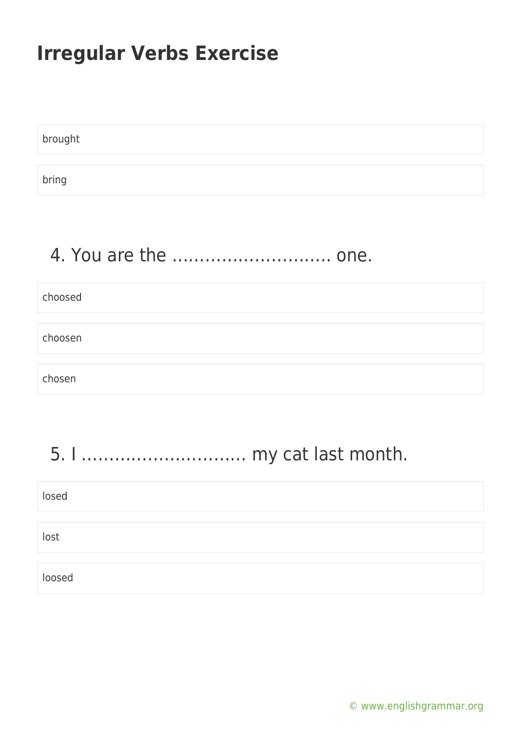# Irregular Verbs Exercise

brought

bring

4. You are the ……………………….. one.

choosed

choosen

chosen

5. I ……………………….. my cat last month.

losed

lost

loosed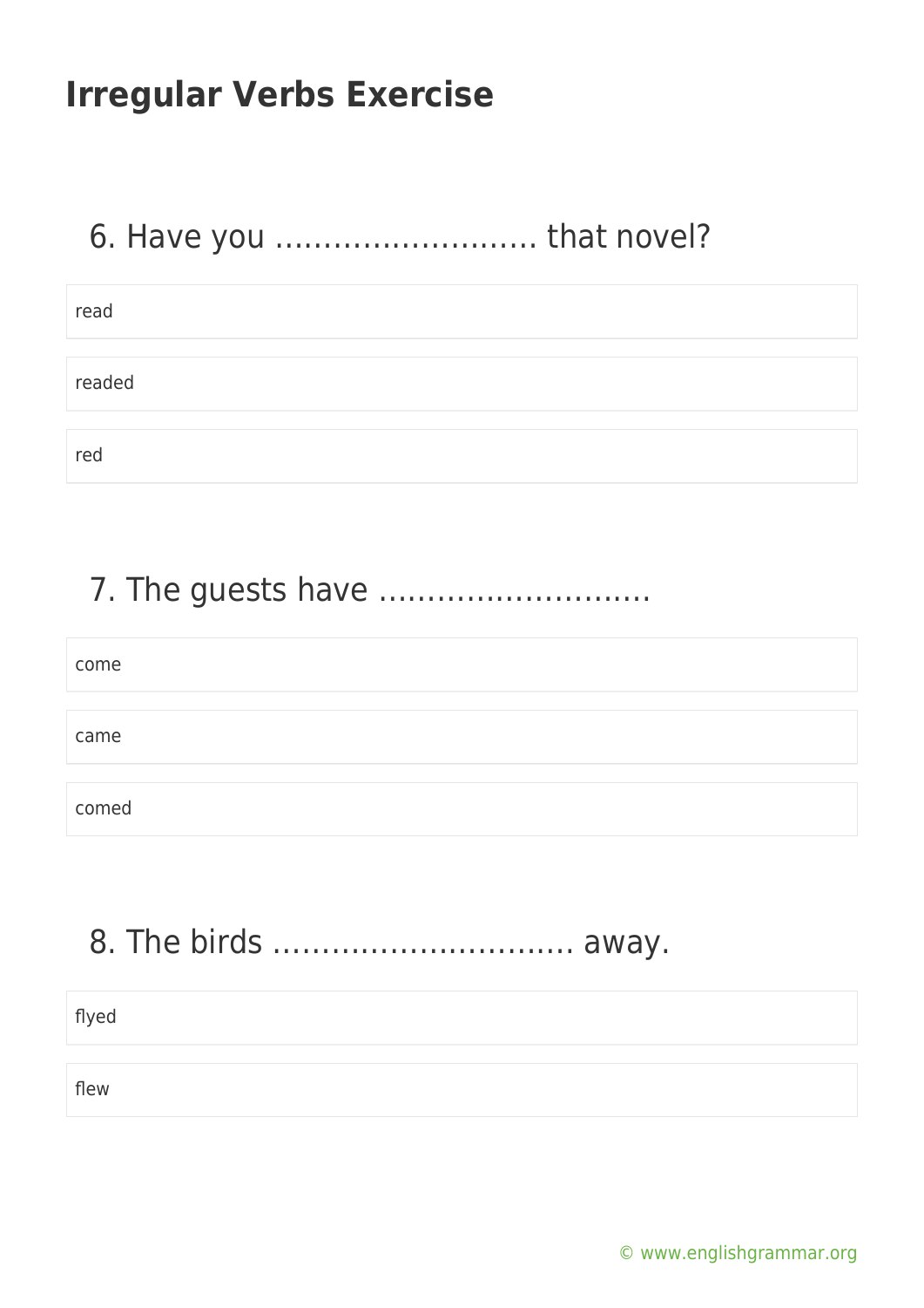# Irregular Verbs Exercise

## 6. Have you ……………………… that novel?

- read
- readed
- red

## 7. The guests have ……………………….

- come
- came
- comed

## 8. The birds ………………………… away.

- flyed
- flew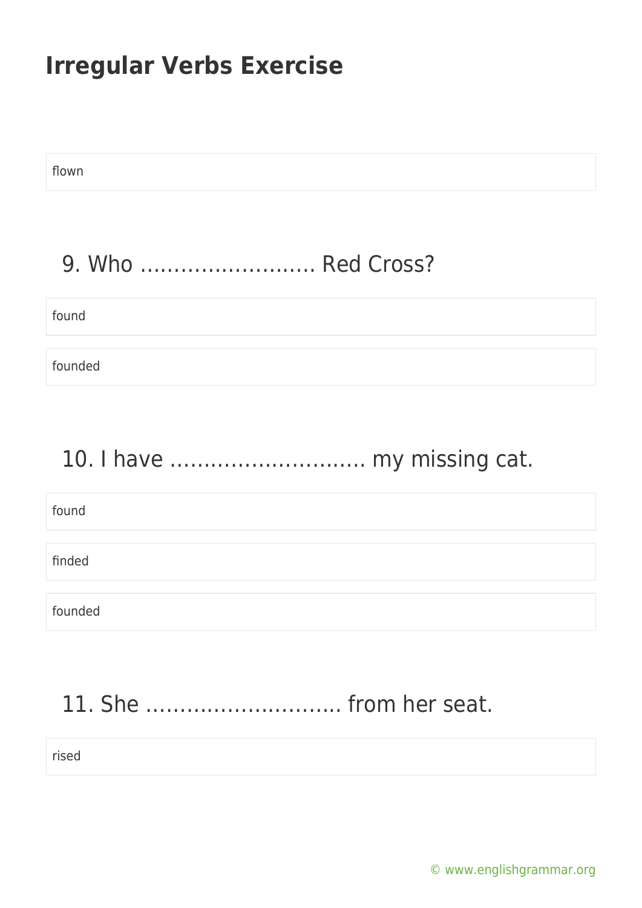# Irregular Verbs Exercise

flown

## 9. Who …………………….. Red Cross?

found

founded

## 10. I have ………………………. my missing cat.

found

finded

founded

## 11. She ……………………….. from her seat.

rised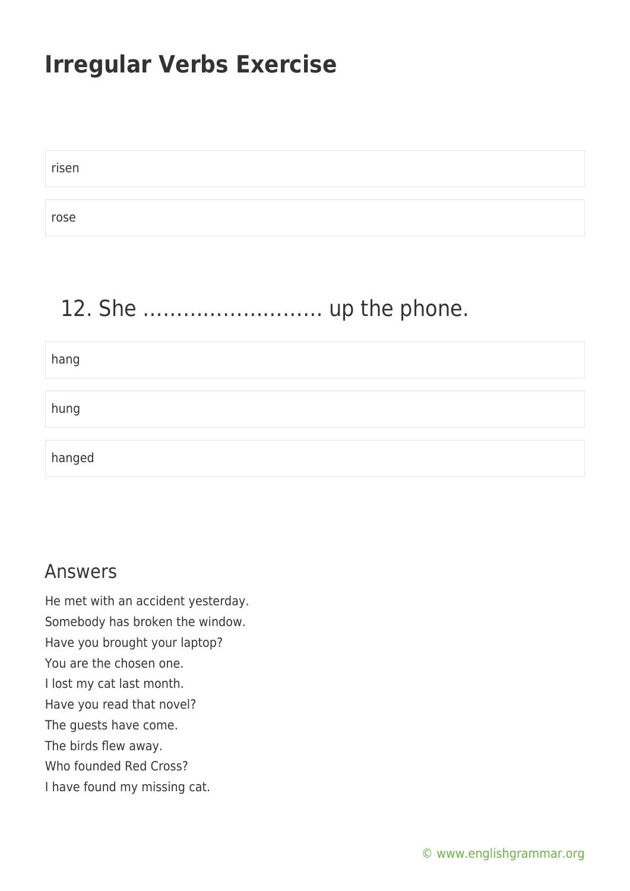risen

rose

## 12. She ……………………… up the phone.

hang

hung

hanged

## Answers

He met with an accident yesterday.
Somebody has broken the window.
Have you brought your laptop?
You are the chosen one.
I lost my cat last month.
Have you read that novel?
The guests have come.
The birds flew away.
Who founded Red Cross?
I have found my missing cat.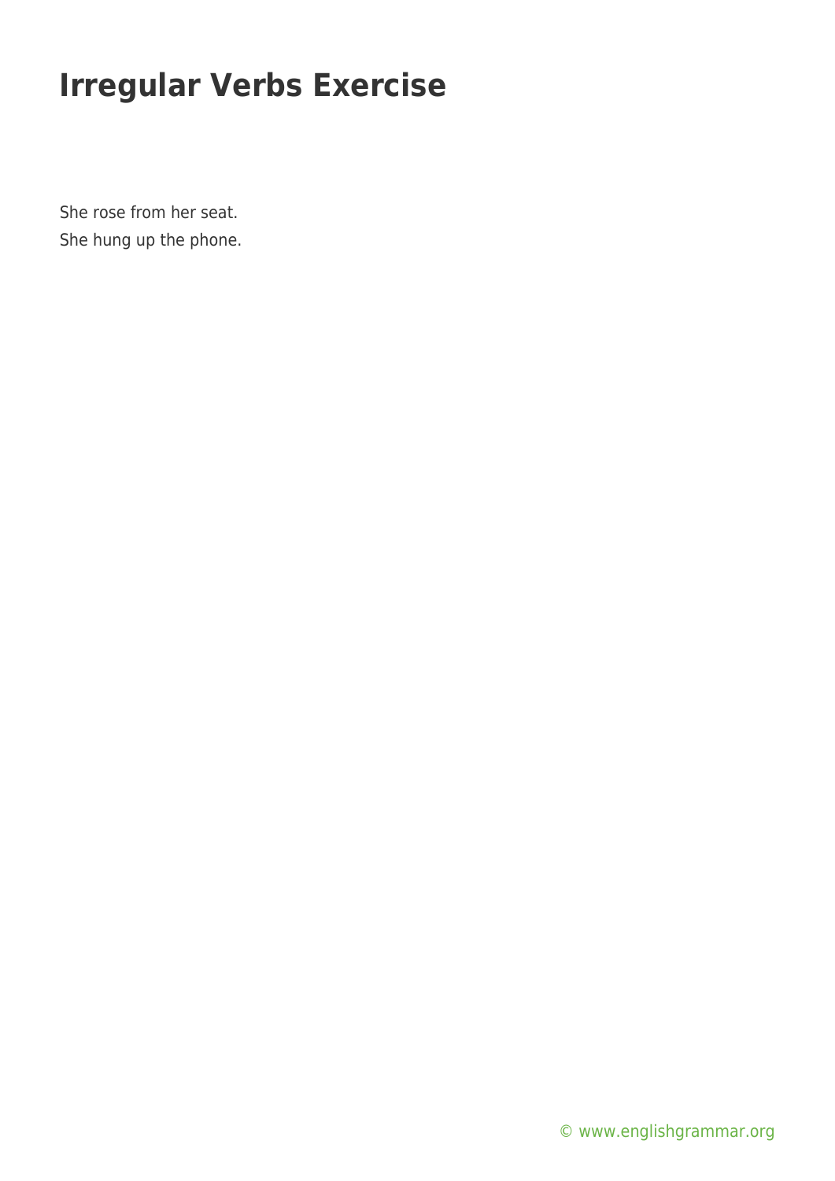# Irregular Verbs Exercise

She rose from her seat.

She hung up the phone.